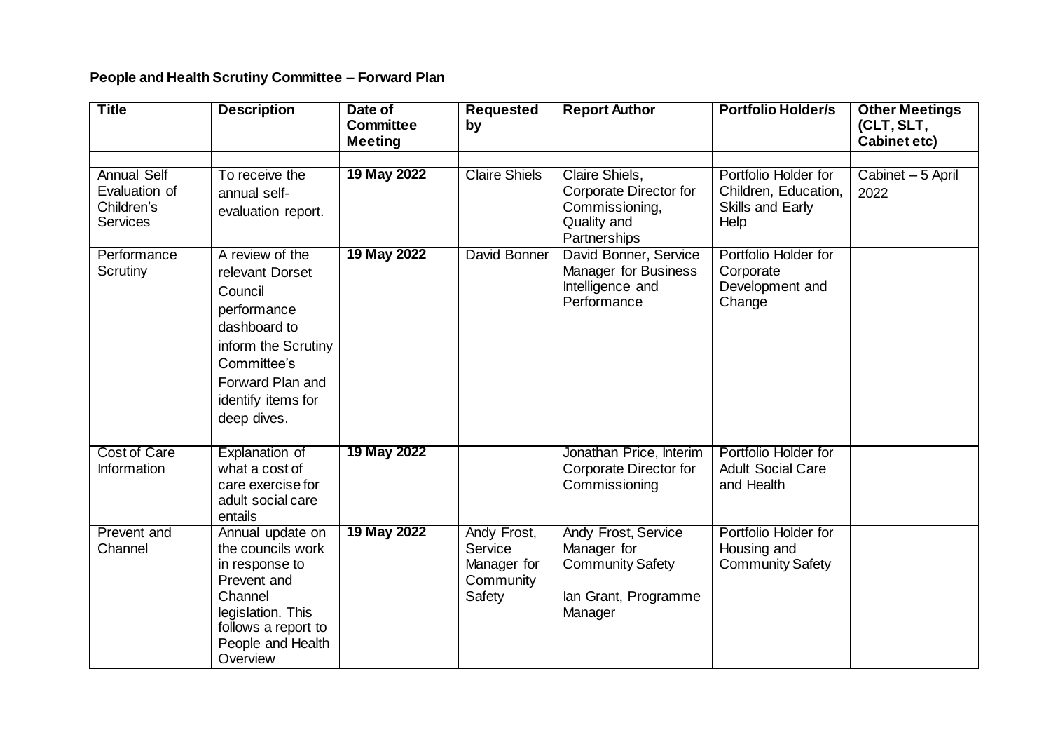**People and Health Scrutiny Committee – Forward Plan**

| Title | Description | Date of Committee Meeting | Requested by | Report Author | Portfolio Holder/s | Other Meetings (CLT, SLT, Cabinet etc) |
|---|---|---|---|---|---|---|
| | | | | | | |
| Annual Self Evaluation of Children's Services | To receive the annual self-evaluation report. | **19 May 2022** | Claire Shiels | Claire Shiels, Corporate Director for Commissioning, Quality and Partnerships | Portfolio Holder for Children, Education, Skills and Early Help | Cabinet – 5 April 2022 |
| Performance Scrutiny | A review of the relevant Dorset Council performance dashboard to inform the Scrutiny Committee's Forward Plan and identify items for deep dives. | **19 May 2022** | David Bonner | David Bonner, Service Manager for Business Intelligence and Performance | Portfolio Holder for Corporate Development and Change | |
| Cost of Care Information | Explanation of what a cost of care exercise for adult social care entails | **19 May 2022** | | Jonathan Price, Interim Corporate Director for Commissioning | Portfolio Holder for Adult Social Care and Health | |
| Prevent and Channel | Annual update on the councils work in response to Prevent and Channel legislation. This follows a report to People and Health Overview | **19 May 2022** | Andy Frost, Service Manager for Community Safety | Andy Frost, Service Manager for Community Safety<br><br>Ian Grant, Programme Manager | Portfolio Holder for Housing and Community Safety | |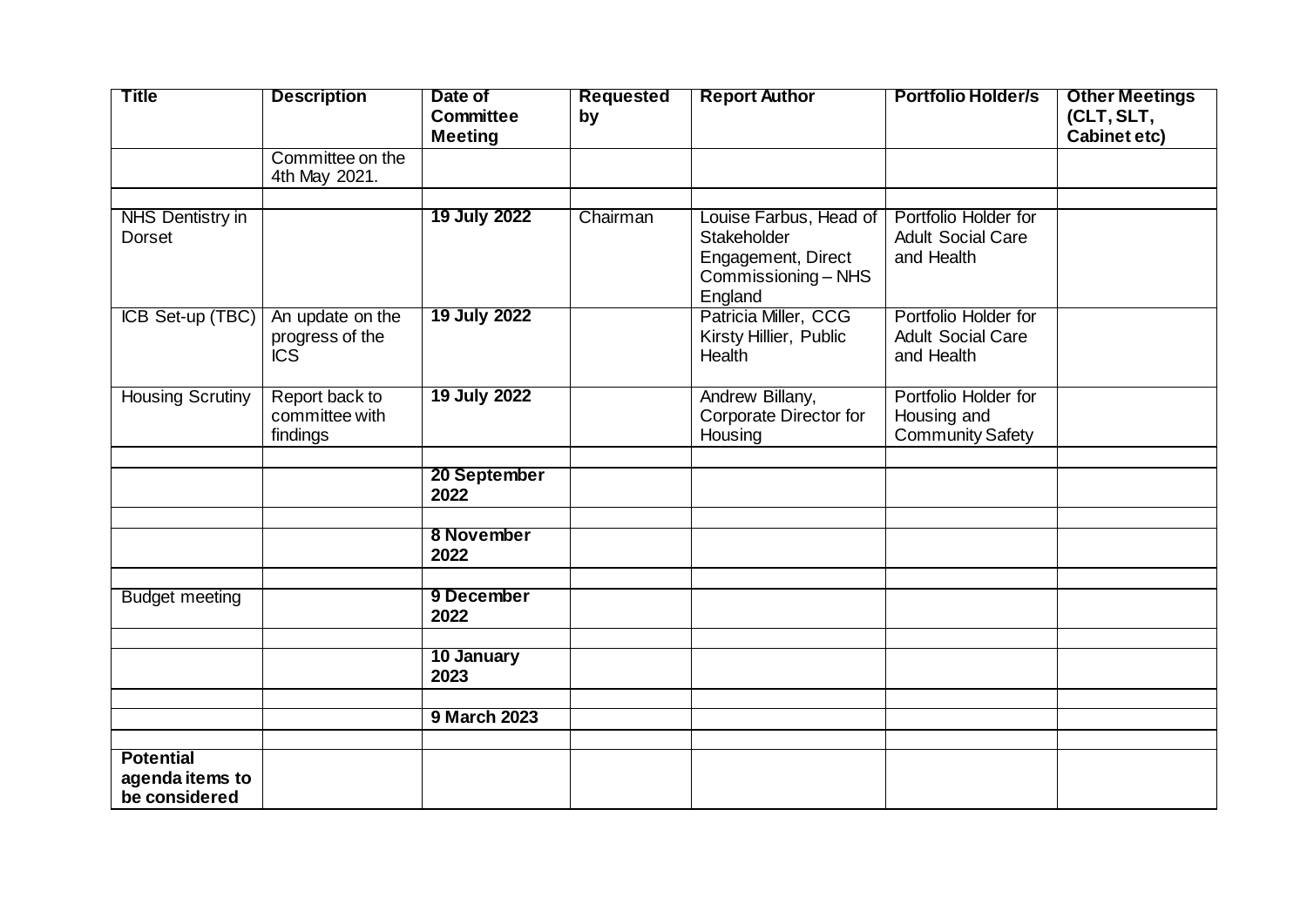| Title | Description | Date of Committee Meeting | Requested by | Report Author | Portfolio Holder/s | Other Meetings (CLT, SLT, Cabinet etc) |
|---|---|---|---|---|---|---|
| | Committee on the 4th May 2021. | | | | | |
| | | | | | | |
| NHS Dentistry in Dorset | | **19 July 2022** | Chairman | Louise Farbus, Head of Stakeholder Engagement, Direct Commissioning – NHS England | Portfolio Holder for Adult Social Care and Health | |
| ICB Set-up (TBC) | An update on the progress of the ICS | **19 July 2022** | | Patricia Miller, CCG Kirsty Hillier, Public Health | Portfolio Holder for Adult Social Care and Health | |
| Housing Scrutiny | Report back to committee with findings | **19 July 2022** | | Andrew Billany, Corporate Director for Housing | Portfolio Holder for Housing and Community Safety | |
| | | | | | | |
| | | **20 September 2022** | | | | |
| | | | | | | |
| | | **8 November 2022** | | | | |
| | | | | | | |
| Budget meeting | | **9 December 2022** | | | | |
| | | | | | | |
| | | **10 January 2023** | | | | |
| | | | | | | |
| | | **9 March 2023** | | | | |
| | | | | | | |
| **Potential agenda items to be considered** | | | | | | |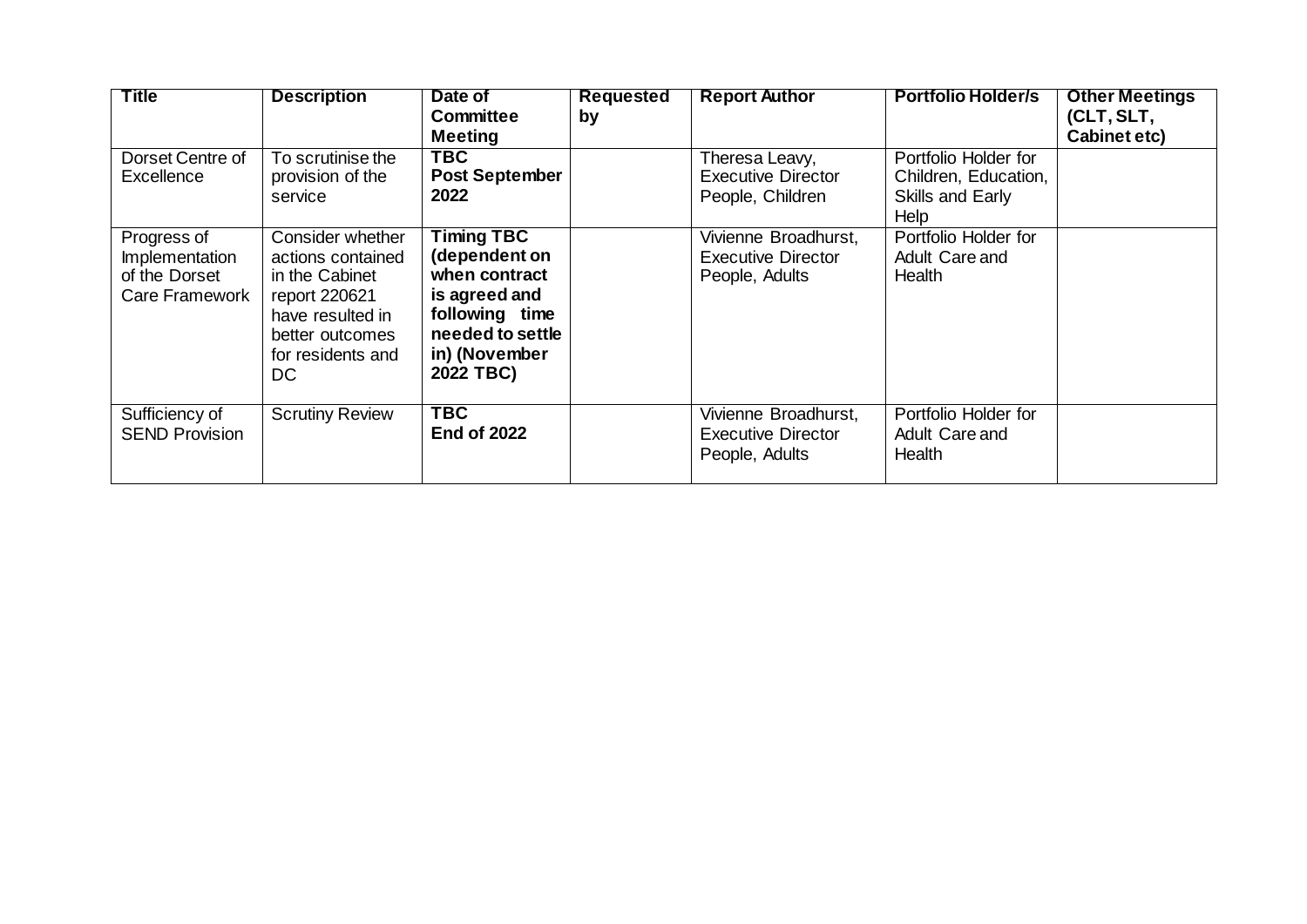| Title | Description | Date of Committee Meeting | Requested by | Report Author | Portfolio Holder/s | Other Meetings (CLT, SLT, Cabinet etc) |
|---|---|---|---|---|---|---|
| Dorset Centre of Excellence | To scrutinise the provision of the service | **TBC** **Post September 2022** | | Theresa Leavy, Executive Director People, Children | Portfolio Holder for Children, Education, Skills and Early Help | |
| Progress of Implementation of the Dorset Care Framework | Consider whether actions contained in the Cabinet report 220621 have resulted in better outcomes for residents and DC | **Timing TBC (dependent on when contract is agreed and following time needed to settle in) (November 2022 TBC)** | | Vivienne Broadhurst, Executive Director People, Adults | Portfolio Holder for Adult Care and Health | |
| Sufficiency of SEND Provision | Scrutiny Review | **TBC** **End of 2022** | | Vivienne Broadhurst, Executive Director People, Adults | Portfolio Holder for Adult Care and Health | |